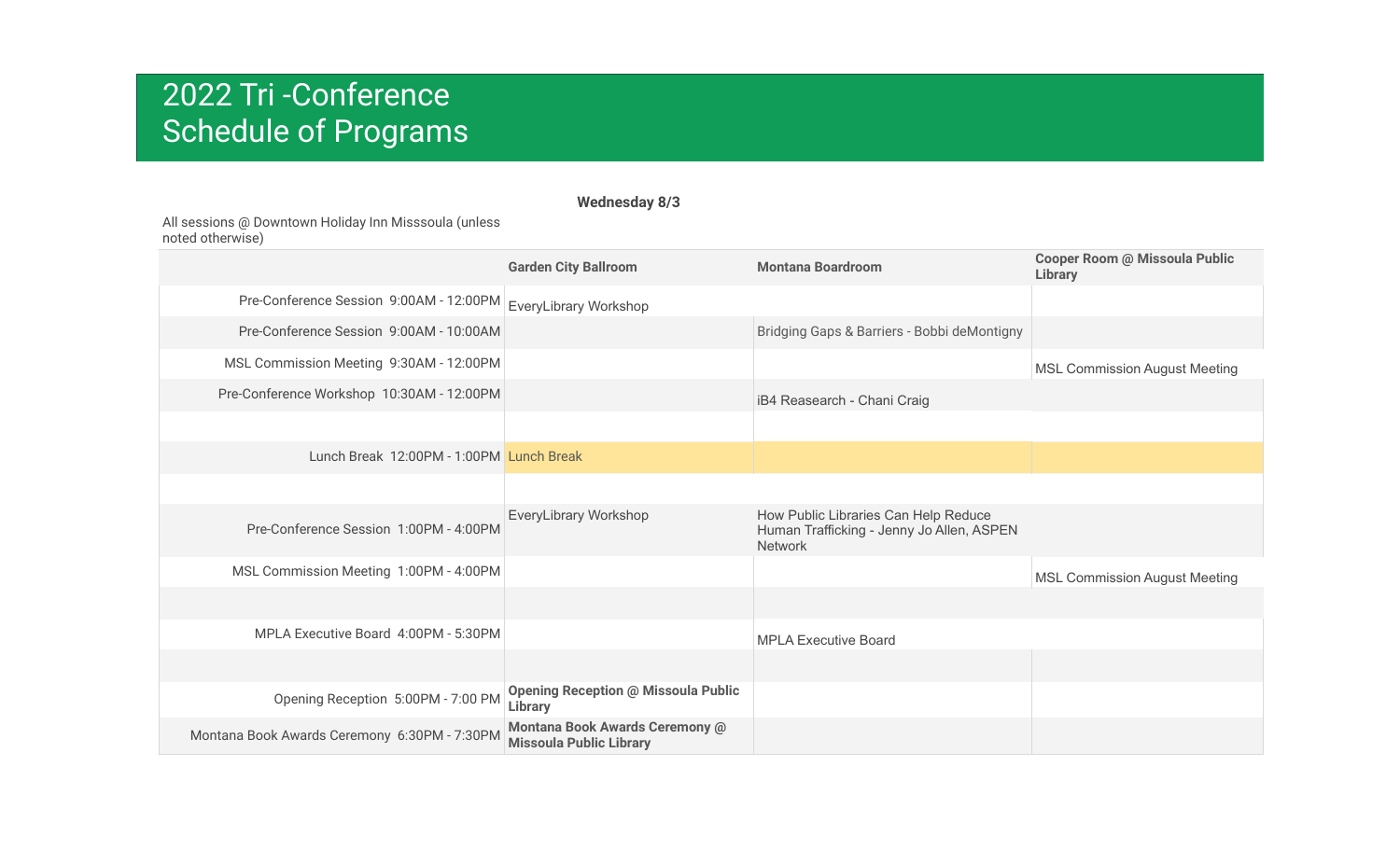# 2022 Tri -Conference Schedule of Programs

**Wednesday 8/3**

All sessions @ Downtown Holiday Inn Misssoula (unless noted otherwise)

| | **Garden City Ballroom** | **Montana Boardroom** | **Cooper Room @ Missoula Public Library** |
|---|---|---|---|
| Pre-Conference Session 9:00AM - 12:00PM | EveryLibrary Workshop | | |
| Pre-Conference Session 9:00AM - 10:00AM | | Bridging Gaps & Barriers - Bobbi deMontigny | |
| MSL Commission Meeting 9:30AM - 12:00PM | | | MSL Commission August Meeting |
| Pre-Conference Workshop 10:30AM - 12:00PM | | iB4 Reasearch - Chani Craig | |
| | | | |
| Lunch Break 12:00PM - 1:00PM | Lunch Break | | |
| | | | |
| Pre-Conference Session 1:00PM - 4:00PM | EveryLibrary Workshop | How Public Libraries Can Help Reduce Human Trafficking - Jenny Jo Allen, ASPEN Network | |
| MSL Commission Meeting 1:00PM - 4:00PM | | | MSL Commission August Meeting |
| | | | |
| MPLA Executive Board 4:00PM - 5:30PM | | MPLA Executive Board | |
| | | | |
| Opening Reception 5:00PM - 7:00 PM | **Opening Reception @ Missoula Public Library** | | |
| Montana Book Awards Ceremony 6:30PM - 7:30PM | **Montana Book Awards Ceremony @ Missoula Public Library** | | |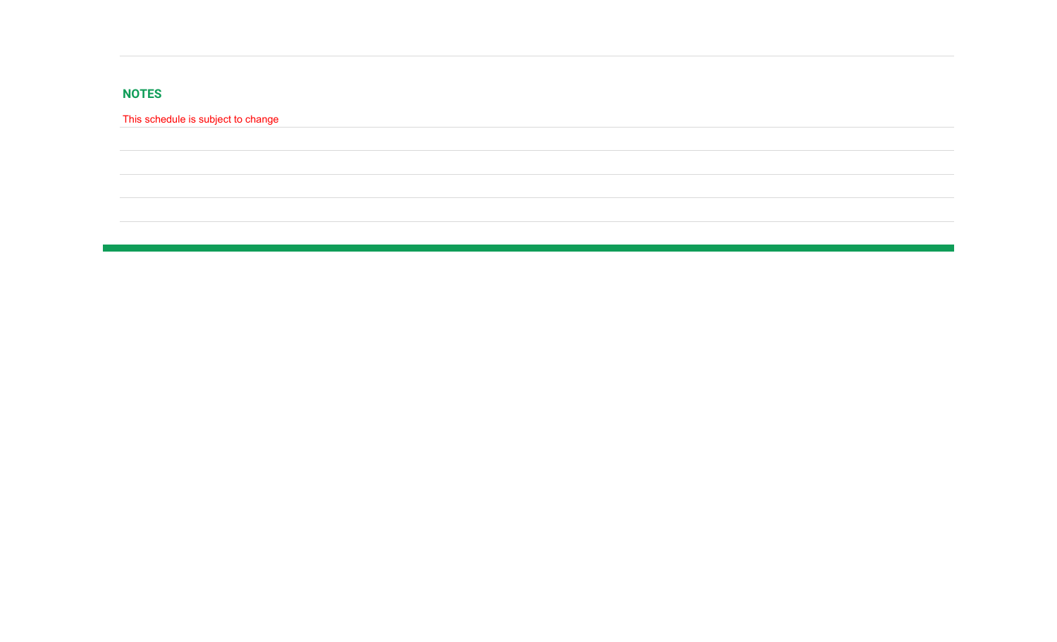## NOTES

This schedule is subject to change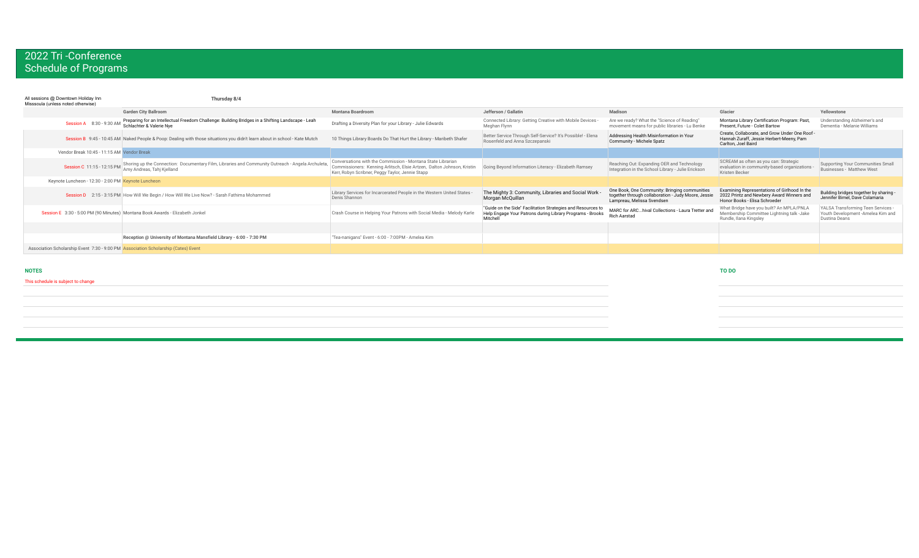# 2022 Tri -Conference
# Schedule of Programs

All sessions @ Downtown Holiday Inn
Misssoula (unless noted otherwise)

**Thursday 8/4**

| | Garden City Ballroom | Montana Boardroom | Jefferson / Gallatin | Madison | Glacier | Yellowstone |
|---|---|---|---|---|---|---|
| Session A 8:30 - 9:30 AM | Preparing for an Intellectual Freedom Challenge: Building Bridges in a Shifting Landscape - Leah Schlachter & Valerie Nye | Drafting a Diversity Plan for your Library - Julie Edwards | Connected Library: Getting Creative with Mobile Devices - Meghan Flynn | Are we ready? What the "Science of Reading" movement means for public libraries - Lu Benke | Montana Library Certification Program: Past, Present, Future - Colet Bartow | Understanding Alzheimer's and Dementia - Melanie Williams |
| Session B 9:45 - 10:45 AM | Naked People & Poop: Dealing with those situations you didn't learn about in school - Kate Mutch | 10 Things Library Boards Do That Hurt the Library - Maribeth Shafer | Better Service Through Self-Service? It's Possible! - Elena Rosenfeld and Anna Szczepanski | Addressing Health Misinformation in Your Community - Michele Spatz | Create, Collaborate, and Grow Under One Roof - Hannah Zuraff, Jessie Herbert-Meeny, Pam Carlton, Joel Baird | |
| Vendor Break 10:45 - 11:15 AM | Vendor Break | | | | | |
| Session C 11:15 - 12:15 PM | Shoring up the Connection: Documentary Film, Libraries and Community Outreach - Angela Archuleta, Amy Andreas, Tahj Kjelland | Conversations with the Commission - Montana State Librarian Commissioners: Kenning Arlitsch, Elsie Artzen, Dalton Johnson, Kristin Kerr, Robyn Scribner, Peggy Taylor, Jennie Stapp | Going Beyond Information Literacy - Elizabeth Ramsey | Reaching Out: Expanding OER and Technology Integration in the School Library - Julie Erickson | SCREAM as often as you can: Strategic evaluation in community-based organizations - Kristen Becker | Supporting Your Communities Small Businesses - Matthew West |
| Keynote Luncheon - 12:30 - 2:00 PM | Keynote Luncheon | | | | | |
| Session D 2:15 - 3:15 PM | How Will We Begin / How Will We Live Now? - Sarah Fathima Mohammed | Library Services for Incarcerated People in the Western United States - Denis Shannon | The Mighty 3: Community, Libraries and Social Work - Morgan McQuillan | One Book, One Community: Bringing communities together through collaboration - Judy Moore, Jessie Lampreau, Melissa Svendsen | Examining Representations of Girlhood In the 2022 Printz and Newbery Award Winners and Honor Books - Elisa Schroeder | Building bridges together by sharing - Jennifer Birnel, Dave Colamaria |
| Session E 3:30 - 5:00 PM (90 Minutes) | Montana Book Awards - Elizabeth Jonkel | Crash Course in Helping Your Patrons with Social Media - Melody Karle | "Guide on the Side" Facilitation Strategies and Resources to Help Engage Your Patrons during Library Programs - Brooks Mitchell | MARC for ARC...hival Collections - Laura Tretter and Rich Aarstad | What Bridge have you built? An MPLA/PNLA Membership Committee Lightning talk - Jake Rundle, Ilana Kingsley | YALSA Transforming Teen Services - Youth Development - Amelea Kim and Dustina Deans |
| | | | | | | |
| | **Reception @ University of Montana Mansfield Library - 6:00 - 7:30 PM** | "Tea-nanigans" Event - 6:00 - 7:00PM - Amelea Kim | | | | |
| Association Scholarship Event 7:30 - 9:00 PM | Association Scholarship (Cates) Event | | | | | |

**NOTES**

This schedule is subject to change

**TO DO**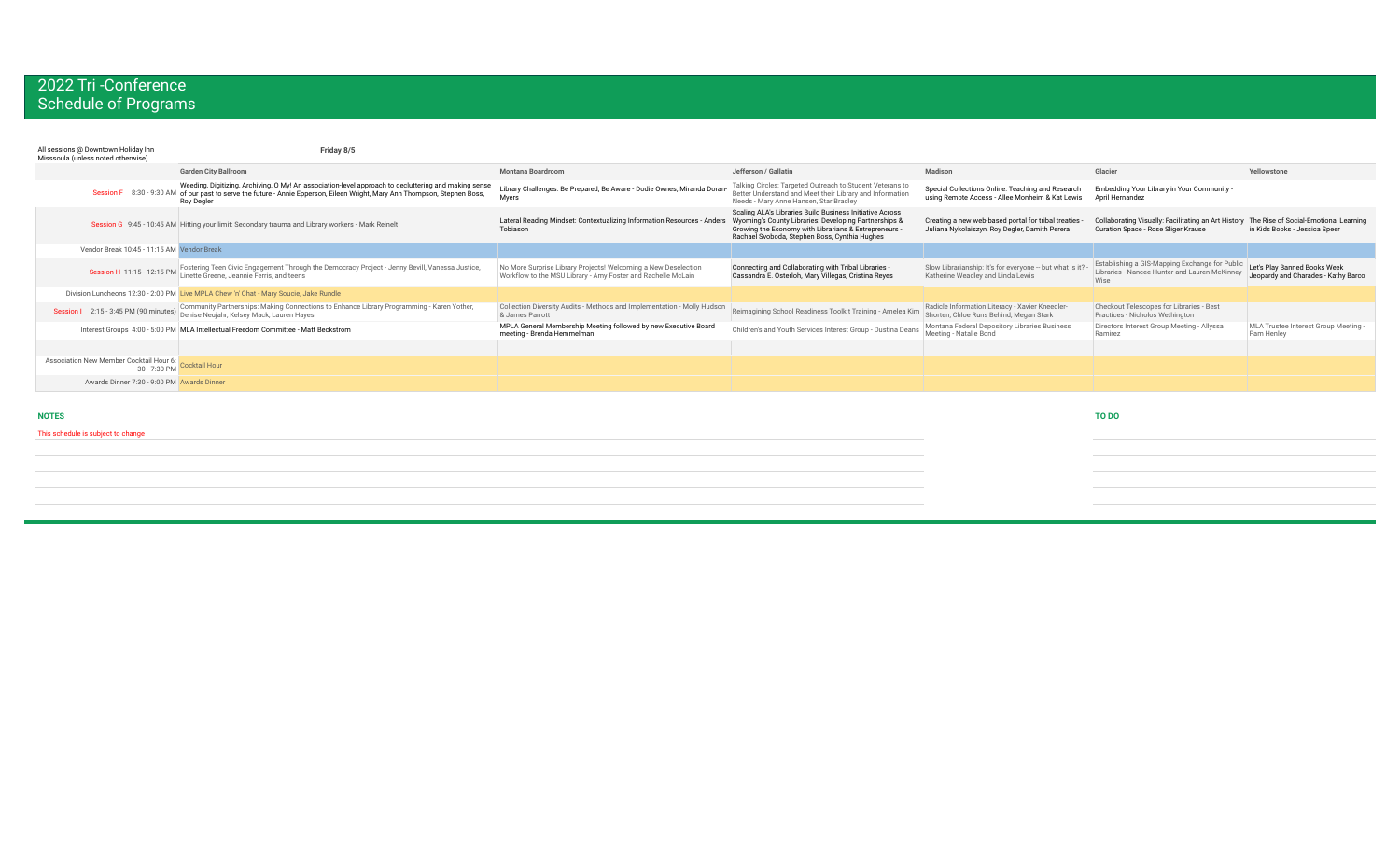# 2022 Tri -Conference
## Schedule of Programs

All sessions @ Downtown Holiday Inn Misssoula (unless noted otherwise)

**Friday 8/5**

| | Garden City Ballroom | Montana Boardroom | Jefferson / Gallatin | Madison | Glacier | Yellowstone |
|---|---|---|---|---|---|---|
| Session F 8:30 - 9:30 AM | Weeding, Digitizing, Archiving, O My! An association-level approach to decluttering and making sense of our past to serve the future - Annie Epperson, Eileen Wright, Mary Ann Thompson, Stephen Boss, Roy Degler | Library Challenges: Be Prepared, Be Aware - Dodie Ownes, Miranda Doran-Myers | Talking Circles: Targeted Outreach to Student Veterans to Better Understand and Meet their Library and Information Needs - Mary Anne Hansen, Star Bradley | Special Collections Online: Teaching and Research using Remote Access - Allee Monheim & Kat Lewis | Embedding Your Library in Your Community - April Hernandez | |
| Session G 9:45 - 10:45 AM | Hitting your limit: Secondary trauma and Library workers - Mark Reinelt | Lateral Reading Mindset: Contextualizing Information Resources - Anders Tobiason | Scaling ALA's Libraries Build Business Initiative Across Wyoming's County Libraries: Developing Partnerships & Growing the Economy with Librarians & Entrepreneurs - Rachael Svoboda, Stephen Boss, Cynthia Hughes | Creating a new web-based portal for tribal treaties - Juliana Nykolaiszyn, Roy Degler, Damith Perera | Collaborating Visually: Facilitating an Art History Curation Space - Rose Sliger Krause | The Rise of Social-Emotional Learning in Kids Books - Jessica Speer |
| Vendor Break 10:45 - 11:15 AM | Vendor Break | | | | | |
| Session H 11:15 - 12:15 PM | Fostering Teen Civic Engagement Through the Democracy Project - Jenny Bevill, Vanessa Justice, Linette Greene, Jeannie Ferris, and teens | No More Surprise Library Projects! Welcoming a New Deselection Workflow to the MSU Library - Amy Foster and Rachelle McLain | Connecting and Collaborating with Tribal Libraries - Cassandra E. Osterloh, Mary Villegas, Cristina Reyes | Slow Librarianship: It's for everyone -- but what is it? - Katherine Weadley and Linda Lewis | Establishing a GIS-Mapping Exchange for Public Libraries - Nancee Hunter and Lauren McKinney-Wise | Let's Play Banned Books Week Jeopardy and Charades - Kathy Barco |
| Division Luncheons 12:30 - 2:00 PM | Live MPLA Chew 'n' Chat - Mary Soucie, Jake Rundle | | | | | |
| Session I 2:15 - 3:45 PM (90 minutes) | Community Partnerships: Making Connections to Enhance Library Programming - Karen Yother, Denise Neujahr, Kelsey Mack, Lauren Hayes | Collection Diversity Audits - Methods and Implementation - Molly Hudson & James Parrott | Reimagining School Readiness Toolkit Training - Amelea Kim | Radicle Information Literacy - Xavier Kneedler-Shorten, Chloe Runs Behind, Megan Stark | Checkout Telescopes for Libraries - Best Practices - Nicholos Wethington | |
| Interest Groups 4:00 - 5:00 PM | MLA Intellectual Freedom Committee - Matt Beckstrom | MPLA General Membership Meeting followed by new Executive Board meeting - Brenda Hemmelman | Children's and Youth Services Interest Group - Dustina Deans | Montana Federal Depository Libraries Business Meeting - Natalie Bond | Directors Interest Group Meeting - Allyssa Ramirez | MLA Trustee Interest Group Meeting - Pam Henley |
| | | | | | | |
| Association New Member Cocktail Hour 6:30 - 7:30 PM | Cocktail Hour | | | | | |
| Awards Dinner 7:30 - 9:00 PM | Awards Dinner | | | | | |

**NOTES**

This schedule is subject to change

**TO DO**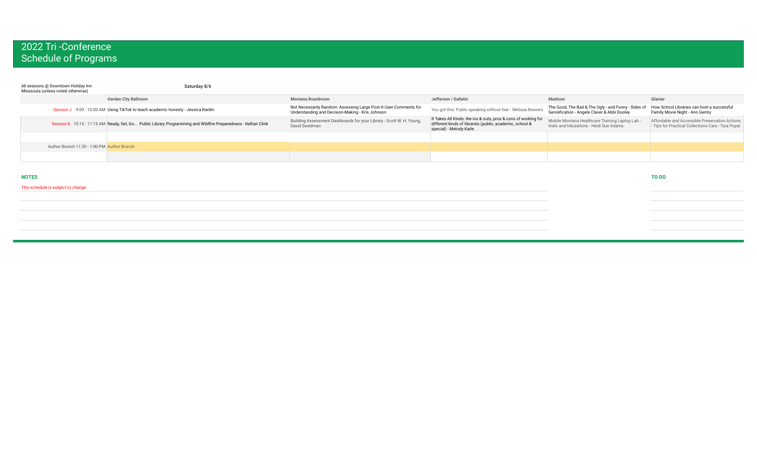# 2022 Tri -Conference
## Schedule of Programs

All sessions @ Downtown Holiday Inn Misssoula (unless noted otherwise)

**Saturday 8/6**

| | Garden City Ballroom | Montana Boardroom | Jefferson / Gallatin | Madison | Glacier |
|---|---|---|---|---|---|
| Session J 9:00 - 10:00 AM | Using TikTok to teach academic honesty - Jessica Rardin | Not Necessarily Random: Assessing Large Post-It User Comments for Understanding and Decision-Making - Kris Johnson | You got this: Public speaking without fear - Melissa Beavers | The Good, The Bad & The Ugly - and Funny - Sides of Genrefication - Angela Claver & Abbi Dooley | How School Libraries can host a successful Family Movie Night - Ann Gentry |
| Session K 10:15 - 11:15 AM | Ready, Set, Go... Public Library Programming and Wildfire Preparedness - Kellian Clink | Building Assessment Dashboards for your Library - Scott W. H. Young, David Swedman | It Takes All Kinds: the ins & outs, pros & cons of working for different kinds of libraries (public, academic, school & special) - Melody Karle | Mobile Montana Healthcare Training Laptop Lab - trials and tribulations - Heidi Sue Adams | Affordable and Accessible Preservation Actions - Tips for Practical Collections Care - Tara Puyat |
| | | | | | |
| Author Brunch 11:30 - 1:00 PM | Author Brunch | | | | |
| | | | | | |

**NOTES**

This schedule is subject to change

**TO DO**